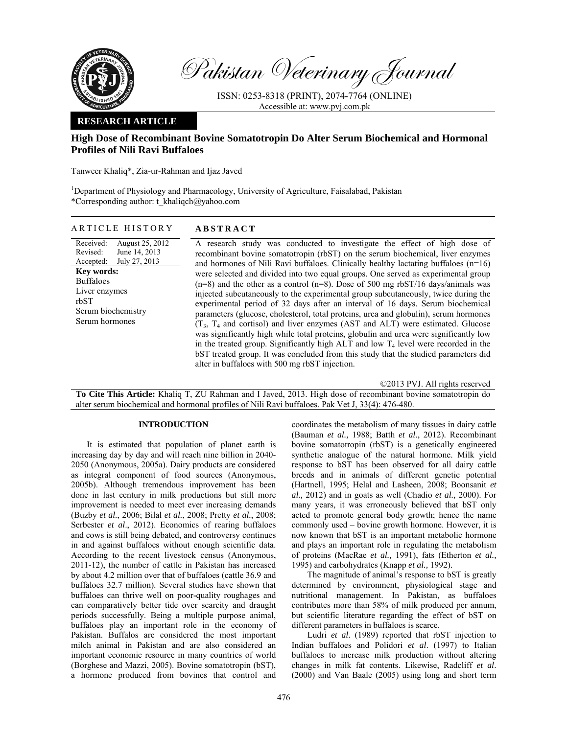# High Dose of Recombinant Bovine Somatotropin Do Alter Serum Biochemical and Hormonal Profiles of Nili Ravi Buffaloes

Tanweer Khaliq*, Zia-ur-Rahman and Ijaz Javed

[1]Department of Physiology and Pharmacology, University of Agriculture, Faisalabad, Pakistan
*Corresponding author: t_khaliqch@yahoo.com

## ARTICLE HISTORY

Received: August 25, 2012
Revised: June 14, 2013
Accepted: July 27, 2013

**Key words:**
Buffaloes
Liver enzymes
rbST
Serum biochemistry
Serum hormones

## ABSTRACT

A research study was conducted to investigate the effect of high dose of recombinant bovine somatotropin (rbST) on the serum biochemical, liver enzymes and hormones of Nili Ravi buffaloes. Clinically healthy lactating buffaloes (n=16) were selected and divided into two equal groups. One served as experimental group (n=8) and the other as a control (n=8). Dose of 500 mg rbST/16 days/animals was injected subcutaneously to the experimental group subcutaneously, twice during the experimental period of 32 days after an interval of 16 days. Serum biochemical parameters (glucose, cholesterol, total proteins, urea and globulin), serum hormones ($T_3$, $T_4$ and cortisol) and liver enzymes (AST and ALT) were estimated. Glucose was significantly high while total proteins, globulin and urea were significantly low in the treated group. Significantly high ALT and low $T_4$ level were recorded in the bST treated group. It was concluded from this study that the studied parameters did alter in buffaloes with 500 mg rbST injection.

©2013 PVJ. All rights reserved

**To Cite This Article:** Khaliq T, ZU Rahman and I Javed, 2013. High dose of recombinant bovine somatotropin do alter serum biochemical and hormonal profiles of Nili Ravi buffaloes. Pak Vet J, 33(4): 476-480.

## INTRODUCTION

It is estimated that population of planet earth is increasing day by day and will reach nine billion in 2040-2050 (Anonymous, 2005a). Dairy products are considered as integral component of food sources (Anonymous, 2005b). Although tremendous improvement has been done in last century in milk productions but still more improvement is needed to meet ever increasing demands (Buzby *et al.*, 2006; Bilal *et al.*, 2008; Pretty *et al.*, 2008; Serbester *et al*., 2012). Economics of rearing buffaloes and cows is still being debated, and controversy continues in and against buffaloes without enough scientific data. According to the recent livestock census (Anonymous, 2011-12), the number of cattle in Pakistan has increased by about 4.2 million over that of buffaloes (cattle 36.9 and buffaloes 32.7 million). Several studies have shown that buffaloes can thrive well on poor-quality roughages and can comparatively better tide over scarcity and draught periods successfully. Being a multiple purpose animal, buffaloes play an important role in the economy of Pakistan. Buffalos are considered the most important milch animal in Pakistan and are also considered an important economic resource in many countries of world (Borghese and Mazzi, 2005). Bovine somatotropin (bST), a hormone produced from bovines that control and coordinates the metabolism of many tissues in dairy cattle (Bauman *et al.,* 1988; Batth *et al*., 2012). Recombinant bovine somatotropin (rbST) is a genetically engineered synthetic analogue of the natural hormone. Milk yield response to bST has been observed for all dairy cattle breeds and in animals of different genetic potential (Hartnell, 1995; Helal and Lasheen, 2008; Boonsanit *et al.,* 2012) and in goats as well (Chadio *et al.,* 2000). For many years, it was erroneously believed that bST only acted to promote general body growth; hence the name commonly used – bovine growth hormone. However, it is now known that bST is an important metabolic hormone and plays an important role in regulating the metabolism of proteins (MacRae *et al.,* 1991), fats (Etherton *et al.,* 1995) and carbohydrates (Knapp *et al.,* 1992).

The magnitude of animal's response to bST is greatly determined by environment, physiological stage and nutritional management. In Pakistan, as buffaloes contributes more than 58% of milk produced per annum, but scientific literature regarding the effect of bST on different parameters in buffaloes is scarce.

Ludri *et al*. (1989) reported that rbST injection to Indian buffaloes and Polidori *et al*. (1997) to Italian buffaloes to increase milk production without altering changes in milk fat contents. Likewise, Radcliff *et al*. (2000) and Van Baale (2005) using long and short term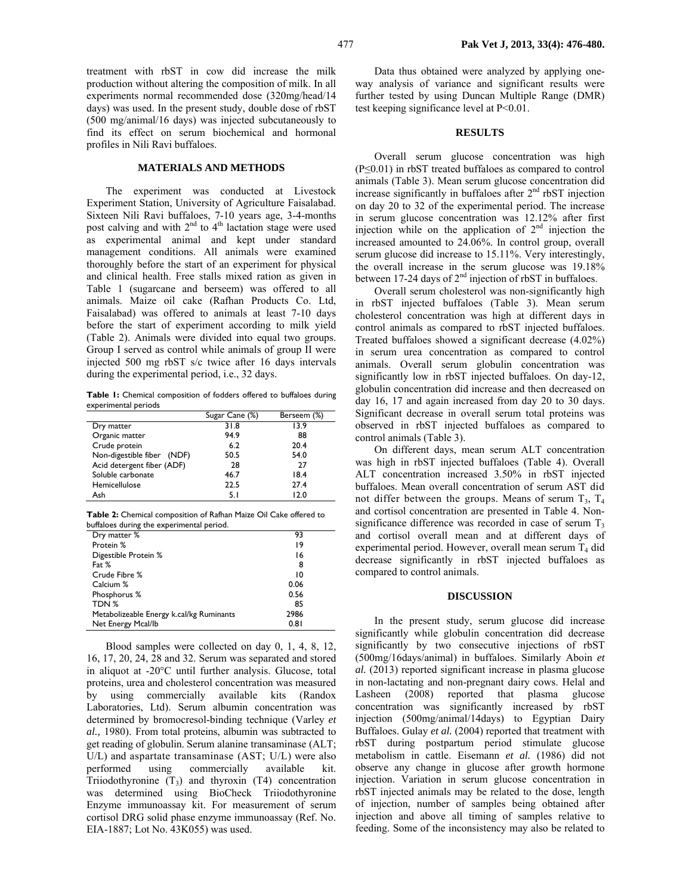treatment with rbST in cow did increase the milk production without altering the composition of milk. In all experiments normal recommended dose (320mg/head/14 days) was used. In the present study, double dose of rbST (500 mg/animal/16 days) was injected subcutaneously to find its effect on serum biochemical and hormonal profiles in Nili Ravi buffaloes.

## MATERIALS AND METHODS

The experiment was conducted at Livestock Experiment Station, University of Agriculture Faisalabad. Sixteen Nili Ravi buffaloes, 7-10 years age, 3-4-months post calving and with 2nd to 4th lactation stage were used as experimental animal and kept under standard management conditions. All animals were examined thoroughly before the start of an experiment for physical and clinical health. Free stalls mixed ration as given in Table 1 (sugarcane and berseem) was offered to all animals. Maize oil cake (Rafhan Products Co. Ltd, Faisalabad) was offered to animals at least 7-10 days before the start of experiment according to milk yield (Table 2). Animals were divided into equal two groups. Group I served as control while animals of group II were injected 500 mg rbST s/c twice after 16 days intervals during the experimental period, i.e., 32 days.

**Table 1:** Chemical composition of fodders offered to buffaloes during experimental periods

| | Sugar Cane (%) | Berseem (%) |
|---|---|---|
| Dry matter | 31.8 | 13.9 |
| Organic matter | 94.9 | 88 |
| Crude protein | 6.2 | 20.4 |
| Non-digestible fiber (NDF) | 50.5 | 54.0 |
| Acid detergent fiber (ADF) | 28 | 27 |
| Soluble carbonate | 46.7 | 18.4 |
| Hemicellulose | 22.5 | 27.4 |
| Ash | 5.1 | 12.0 |

**Table 2:** Chemical composition of Rafhan Maize Oil Cake offered to buffaloes during the experimental period.

| | |
|---|---|
| Dry matter % | 93 |
| Protein % | 19 |
| Digestible Protein % | 16 |
| Fat % | 8 |
| Crude Fibre % | 10 |
| Calcium % | 0.06 |
| Phosphorus % | 0.56 |
| TDN % | 85 |
| Metabolizeable Energy k.cal/kg Ruminants | 2986 |
| Net Energy Mcal/lb | 0.81 |

Blood samples were collected on day 0, 1, 4, 8, 12, 16, 17, 20, 24, 28 and 32. Serum was separated and stored in aliquot at -20°C until further analysis. Glucose, total proteins, urea and cholesterol concentration was measured by using commercially available kits (Randox Laboratories, Ltd). Serum albumin concentration was determined by bromocresol-binding technique (Varley *et al.,* 1980). From total proteins, albumin was subtracted to get reading of globulin. Serum alanine transaminase (ALT; U/L) and aspartate transaminase (AST; U/L) were also performed using commercially available kit. Triiodothyronine ($T_3$) and thyroxin (T4) concentration was determined using BioCheck Triiodothyronine Enzyme immunoassay kit. For measurement of serum cortisol DRG solid phase enzyme immunoassay (Ref. No. EIA-1887; Lot No. 43K055) was used.

Data thus obtained were analyzed by applying one-way analysis of variance and significant results were further tested by using Duncan Multiple Range (DMR) test keeping significance level at $P<0.01$.

## RESULTS

Overall serum glucose concentration was high ($P\leq0.01$) in rbST treated buffaloes as compared to control animals (Table 3). Mean serum glucose concentration did increase significantly in buffaloes after 2nd rbST injection on day 20 to 32 of the experimental period. The increase in serum glucose concentration was 12.12% after first injection while on the application of 2nd injection the increased amounted to 24.06%. In control group, overall serum glucose did increase to 15.11%. Very interestingly, the overall increase in the serum glucose was 19.18% between 17-24 days of 2nd injection of rbST in buffaloes.

Overall serum cholesterol was non-significantly high in rbST injected buffaloes (Table 3). Mean serum cholesterol concentration was high at different days in control animals as compared to rbST injected buffaloes. Treated buffaloes showed a significant decrease (4.02%) in serum urea concentration as compared to control animals. Overall serum globulin concentration was significantly low in rbST injected buffaloes. On day-12, globulin concentration did increase and then decreased on day 16, 17 and again increased from day 20 to 30 days. Significant decrease in overall serum total proteins was observed in rbST injected buffaloes as compared to control animals (Table 3).

On different days, mean serum ALT concentration was high in rbST injected buffaloes (Table 4). Overall ALT concentration increased 3.50% in rbST injected buffaloes. Mean overall concentration of serum AST did not differ between the groups. Means of serum $T_3$, $T_4$ and cortisol concentration are presented in Table 4. Non-significance difference was recorded in case of serum $T_3$ and cortisol overall mean and at different days of experimental period. However, overall mean serum $T_4$ did decrease significantly in rbST injected buffaloes as compared to control animals.

## DISCUSSION

In the present study, serum glucose did increase significantly while globulin concentration did decrease significantly by two consecutive injections of rbST (500mg/16days/animal) in buffaloes. Similarly Aboin *et al.* (2013) reported significant increase in plasma glucose in non-lactating and non-pregnant dairy cows. Helal and Lasheen (2008) reported that plasma glucose concentration was significantly increased by rbST injection (500mg/animal/14days) to Egyptian Dairy Buffaloes. Gulay *et al.* (2004) reported that treatment with rbST during postpartum period stimulate glucose metabolism in cattle. Eisemann *et al.* (1986) did not observe any change in glucose after growth hormone injection. Variation in serum glucose concentration in rbST injected animals may be related to the dose, length of injection, number of samples being obtained after injection and above all timing of samples relative to feeding. Some of the inconsistency may also be related to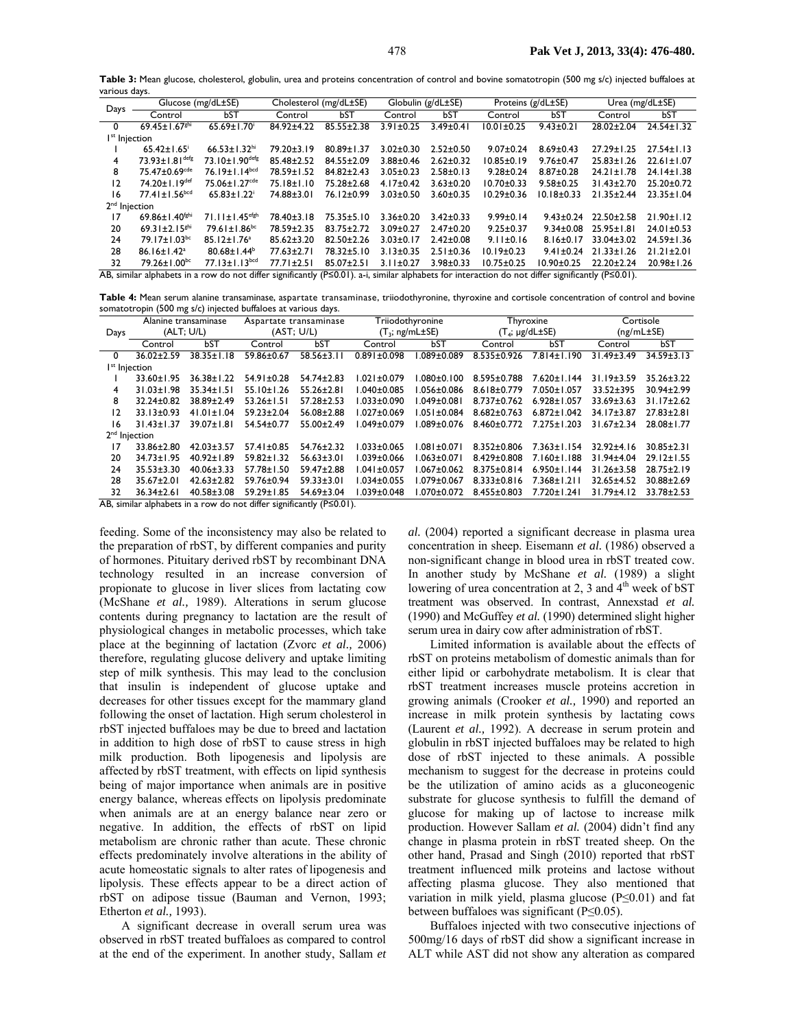**Table 3:** Mean glucose, cholesterol, globulin, urea and proteins concentration of control and bovine somatotropin (500 mg s/c) injected buffaloes at various days.

| Days | Glucose (mg/dL±SE) | | Cholesterol (mg/dL±SE) | | Globulin (g/dL±SE) | | Proteins (g/dL±SE) | | Urea (mg/dL±SE) | |
|---|---|---|---|---|---|---|---|---|---|---|
| | Control | bST | Control | bST | Control | bST | Control | bST | Control | bST |
| 0 | 69.45±1.67[ghi] | 65.69±1.70[i] | 84.92±4.22 | 85.55±2.38 | 3.91±0.25 | 3.49±0.41 | 10.01±0.25 | 9.43±0.21 | 28.02±2.04 | 24.54±1.32 |
| 1[st] Injection | | | | | | | | | | |
| 1 | 65.42±1.65[i] | 66.53±1.32[hi] | 79.20±3.19 | 80.89±1.37 | 3.02±0.30 | 2.52±0.50 | 9.07±0.24 | 8.69±0.43 | 27.29±1.25 | 27.54±1.13 |
| 4 | 73.93±1.81[defg] | 73.10±1.90[defg] | 85.48±2.52 | 84.55±2.09 | 3.88±0.46 | 2.62±0.32 | 10.85±0.19 | 9.76±0.47 | 25.83±1.26 | 22.61±1.07 |
| 8 | 75.47±0.69[cde] | 76.19±1.14[bcd] | 78.59±1.52 | 84.82±2.43 | 3.05±0.23 | 2.58±0.13 | 9.28±0.24 | 8.87±0.28 | 24.21±1.78 | 24.14±1.38 |
| 12 | 74.20±1.19[def] | 75.06±1.27[cde] | 75.18±1.10 | 75.28±2.68 | 4.17±0.42 | 3.63±0.20 | 10.70±0.33 | 9.58±0.25 | 31.43±2.70 | 25.20±0.72 |
| 16 | 77.41±1.56[bcd] | 65.83±1.22[i] | 74.88±3.01 | 76.12±0.99 | 3.03±0.50 | 3.60±0.35 | 10.29±0.36 | 10.18±0.33 | 21.35±2.44 | 23.35±1.04 |
| 2[nd] Injection | | | | | | | | | | |
| 17 | 69.86±1.40[fghi] | 71.11±1.45[efgh] | 78.40±3.18 | 75.35±5.10 | 3.36±0.20 | 3.42±0.33 | 9.99±0.14 | 9.43±0.24 | 22.50±2.58 | 21.90±1.12 |
| 20 | 69.31±2.15[ghi] | 79.61±1.86[bc] | 78.59±2.35 | 83.75±2.72 | 3.09±0.27 | 2.47±0.20 | 9.25±0.37 | 9.34±0.08 | 25.95±1.81 | 24.01±0.53 |
| 24 | 79.17±1.03[bc] | 85.12±1.76[a] | 85.62±3.20 | 82.50±2.26 | 3.03±0.17 | 2.42±0.08 | 9.11±0.16 | 8.16±0.17 | 33.04±3.02 | 24.59±1.36 |
| 28 | 86.16±1.42[a] | 80.68±1.44[b] | 77.63±2.71 | 78.32±5.10 | 3.13±0.35 | 2.51±0.36 | 10.19±0.23 | 9.41±0.24 | 21.33±1.26 | 21.21±2.01 |
| 32 | 79.26±1.00[bc] | 77.13±1.13[bcd] | 77.71±2.51 | 85.07±2.51 | 3.11±0.27 | 3.98±0.33 | 10.75±0.25 | 10.90±0.25 | 22.20±2.24 | 20.98±1.26 |

AB, similar alphabets in a row do not differ significantly (P≤0.01). a-i, similar alphabets for interaction do not differ significantly (P≤0.01).

**Table 4:** Mean serum alanine transaminase, aspartate transaminase, triiodothyronine, thyroxine and cortisole concentration of control and bovine somatotropin (500 mg s/c) injected buffaloes at various days.

| Days | Alanine transaminase (ALT; U/L) | | Aspartate transaminase (AST; U/L) | | Triiodothyronine ($T_3$; ng/mL±SE) | | Thyroxine ($T_4$; µg/dL±SE) | | Cortisole (ng/mL±SE) | |
|---|---|---|---|---|---|---|---|---|---|---|
| | Control | bST | Control | bST | Control | bST | Control | bST | Control | bST |
| 0 | 36.02±2.59 | 38.35±1.18 | 59.86±0.67 | 58.56±3.11 | 0.891±0.098 | 1.089±0.089 | 8.535±0.926 | 7.814±1.190 | 31.49±3.49 | 34.59±3.13 |
| 1[st] Injection | | | | | | | | | | |
| 1 | 33.60±1.95 | 36.38±1.22 | 54.91±0.28 | 54.74±2.83 | 1.021±0.079 | 1.080±0.100 | 8.595±0.788 | 7.620±1.144 | 31.19±3.59 | 35.26±3.22 |
| 4 | 31.03±1.98 | 35.34±1.51 | 55.10±1.26 | 55.26±2.81 | 1.040±0.085 | 1.056±0.086 | 8.618±0.779 | 7.050±1.057 | 33.52±395 | 30.94±2.99 |
| 8 | 32.24±0.82 | 38.89±2.49 | 53.26±1.51 | 57.28±2.53 | 1.033±0.090 | 1.049±0.081 | 8.737±0.762 | 6.928±1.057 | 33.69±3.63 | 31.17±2.62 |
| 12 | 33.13±0.93 | 41.01±1.04 | 59.23±2.04 | 56.08±2.88 | 1.027±0.069 | 1.051±0.084 | 8.682±0.763 | 6.872±1.042 | 34.17±3.87 | 27.83±2.81 |
| 16 | 31.43±1.37 | 39.07±1.81 | 54.54±0.77 | 55.00±2.49 | 1.049±0.079 | 1.089±0.076 | 8.460±0.772 | 7.275±1.203 | 31.67±2.34 | 28.08±1.77 |
| 2[nd] Injection | | | | | | | | | | |
| 17 | 33.86±2.80 | 42.03±3.57 | 57.41±0.85 | 54.76±2.32 | 1.033±0.065 | 1.081±0.071 | 8.352±0.806 | 7.363±1.154 | 32.92±4.16 | 30.85±2.31 |
| 20 | 34.73±1.95 | 40.92±1.89 | 59.82±1.32 | 56.63±3.01 | 1.039±0.066 | 1.063±0.071 | 8.429±0.808 | 7.160±1.188 | 31.94±4.04 | 29.12±1.55 |
| 24 | 35.53±3.30 | 40.06±3.33 | 57.78±1.50 | 59.47±2.88 | 1.041±0.057 | 1.067±0.062 | 8.375±0.814 | 6.950±1.144 | 31.26±3.58 | 28.75±2.19 |
| 28 | 35.67±2.01 | 42.63±2.82 | 59.76±0.94 | 59.33±3.01 | 1.034±0.055 | 1.079±0.067 | 8.333±0.816 | 7.368±1.211 | 32.65±4.52 | 30.88±2.69 |
| 32 | 36.34±2.61 | 40.58±3.08 | 59.29±1.85 | 54.69±3.04 | 1.039±0.048 | 1.070±0.072 | 8.455±0.803 | 7.720±1.241 | 31.79±4.12 | 33.78±2.53 |

AB, similar alphabets in a row do not differ significantly (P≤0.01).

feeding. Some of the inconsistency may also be related to the preparation of rbST, by different companies and purity of hormones. Pituitary derived rbST by recombinant DNA technology resulted in an increase conversion of propionate to glucose in liver slices from lactating cow (McShane *et al.,* 1989). Alterations in serum glucose contents during pregnancy to lactation are the result of physiological changes in metabolic processes, which take place at the beginning of lactation (Zvorc *et al.,* 2006) therefore, regulating glucose delivery and uptake limiting step of milk synthesis. This may lead to the conclusion that insulin is independent of glucose uptake and decreases for other tissues except for the mammary gland following the onset of lactation. High serum cholesterol in rbST injected buffaloes may be due to breed and lactation in addition to high dose of rbST to cause stress in high milk production. Both lipogenesis and lipolysis are affected by rbST treatment, with effects on lipid synthesis being of major importance when animals are in positive energy balance, whereas effects on lipolysis predominate when animals are at an energy balance near zero or negative. In addition, the effects of rbST on lipid metabolism are chronic rather than acute. These chronic effects predominately involve alterations in the ability of acute homeostatic signals to alter rates of lipogenesis and lipolysis. These effects appear to be a direct action of rbST on adipose tissue (Bauman and Vernon, 1993; Etherton *et al.,* 1993).

A significant decrease in overall serum urea was observed in rbST treated buffaloes as compared to control at the end of the experiment. In another study, Sallam *et al.* (2004) reported a significant decrease in plasma urea concentration in sheep. Eisemann *et al.* (1986) observed a non-significant change in blood urea in rbST treated cow. In another study by McShane *et al.* (1989) a slight lowering of urea concentration at 2, 3 and 4[th] week of bST treatment was observed. In contrast, Annexstad *et al.* (1990) and McGuffey *et al.* (1990) determined slight higher serum urea in dairy cow after administration of rbST.

Limited information is available about the effects of rbST on proteins metabolism of domestic animals than for either lipid or carbohydrate metabolism. It is clear that rbST treatment increases muscle proteins accretion in growing animals (Crooker *et al.,* 1990) and reported an increase in milk protein synthesis by lactating cows (Laurent *et al.,* 1992). A decrease in serum protein and globulin in rbST injected buffaloes may be related to high dose of rbST injected to these animals. A possible mechanism to suggest for the decrease in proteins could be the utilization of amino acids as a gluconeogenic substrate for glucose synthesis to fulfill the demand of glucose for making up of lactose to increase milk production. However Sallam *et al.* (2004) didn't find any change in plasma protein in rbST treated sheep. On the other hand, Prasad and Singh (2010) reported that rbST treatment influenced milk proteins and lactose without affecting plasma glucose. They also mentioned that variation in milk yield, plasma glucose (P≤0.01) and fat between buffaloes was significant (P≤0.05).

Buffaloes injected with two consecutive injections of 500mg/16 days of rbST did show a significant increase in ALT while AST did not show any alteration as compared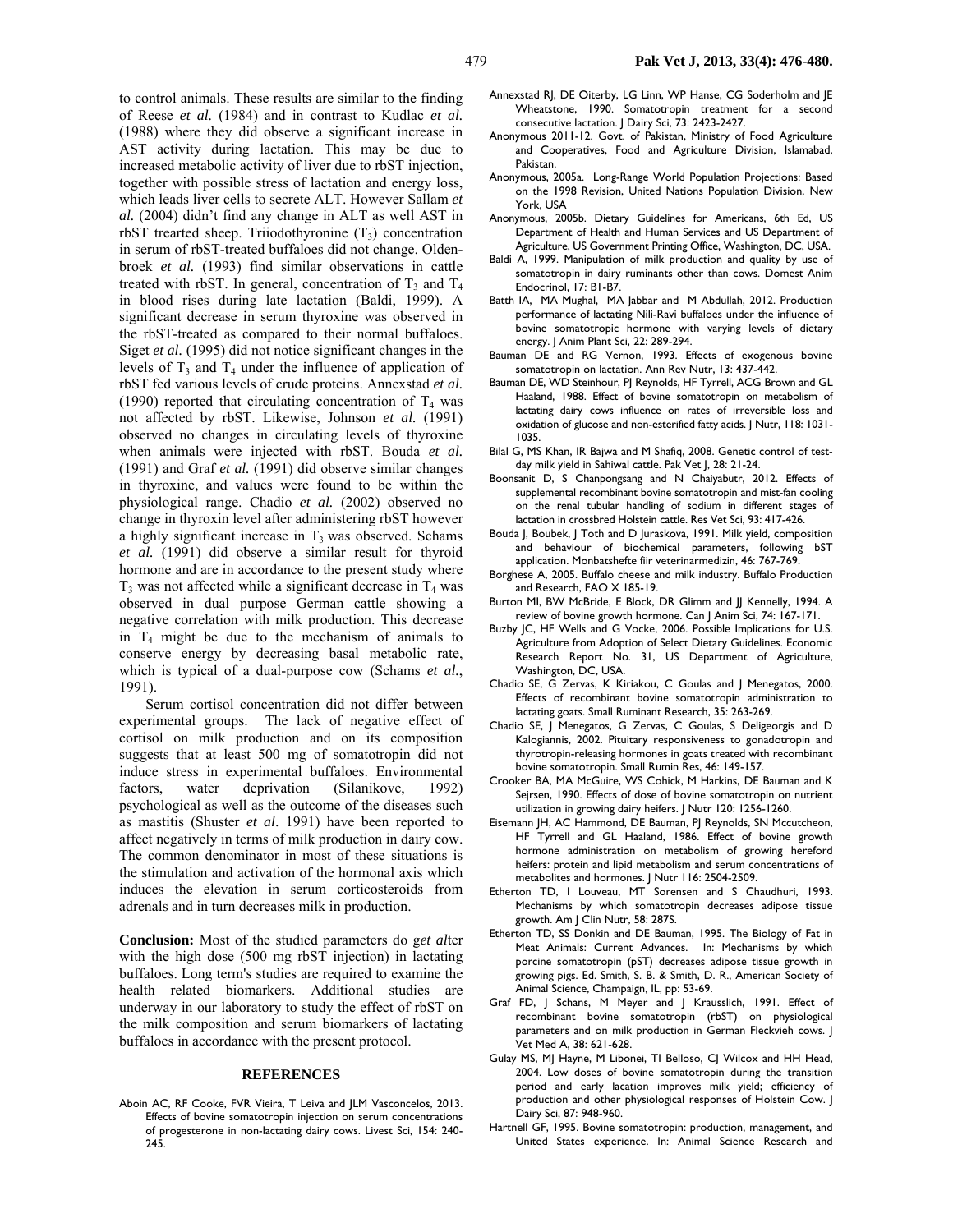to control animals. These results are similar to the finding of Reese *et al.* (1984) and in contrast to Kudlac *et al.* (1988) where they did observe a significant increase in AST activity during lactation. This may be due to increased metabolic activity of liver due to rbST injection, together with possible stress of lactation and energy loss, which leads liver cells to secrete ALT. However Sallam *et al.* (2004) didn't find any change in ALT as well AST in rbST trearted sheep. Triiodothyronine ($T_3$) concentration in serum of rbST-treated buffaloes did not change. Oldenbroek *et al.* (1993) find similar observations in cattle treated with rbST. In general, concentration of $T_3$ and $T_4$ in blood rises during late lactation (Baldi, 1999). A significant decrease in serum thyroxine was observed in the rbST-treated as compared to their normal buffaloes. Siget *et al.* (1995) did not notice significant changes in the levels of $T_3$ and $T_4$ under the influence of application of rbST fed various levels of crude proteins. Annexstad *et al.* (1990) reported that circulating concentration of $T_4$ was not affected by rbST. Likewise, Johnson *et al.* (1991) observed no changes in circulating levels of thyroxine when animals were injected with rbST. Bouda *et al.* (1991) and Graf *et al.* (1991) did observe similar changes in thyroxine, and values were found to be within the physiological range. Chadio *et al.* (2002) observed no change in thyroxin level after administering rbST however a highly significant increase in $T_3$ was observed. Schams *et al.* (1991) did observe a similar result for thyroid hormone and are in accordance to the present study where $T_3$ was not affected while a significant decrease in $T_4$ was observed in dual purpose German cattle showing a negative correlation with milk production. This decrease in $T_4$ might be due to the mechanism of animals to conserve energy by decreasing basal metabolic rate, which is typical of a dual-purpose cow (Schams *et al.*, 1991).

Serum cortisol concentration did not differ between experimental groups. The lack of negative effect of cortisol on milk production and on its composition suggests that at least 500 mg of somatotropin did not induce stress in experimental buffaloes. Environmental factors, water deprivation (Silanikove, 1992) psychological as well as the outcome of the diseases such as mastitis (Shuster *et al.* 1991) have been reported to affect negatively in terms of milk production in dairy cow. The common denominator in most of these situations is the stimulation and activation of the hormonal axis which induces the elevation in serum corticosteroids from adrenals and in turn decreases milk in production.

**Conclusion:** Most of the studied parameters do g*et al*ter with the high dose (500 mg rbST injection) in lactating buffaloes. Long term's studies are required to examine the health related biomarkers. Additional studies are underway in our laboratory to study the effect of rbST on the milk composition and serum biomarkers of lactating buffaloes in accordance with the present protocol.

## REFERENCES

Aboin AC, RF Cooke, FVR Vieira, T Leiva and JLM Vasconcelos, 2013. Effects of bovine somatotropin injection on serum concentrations of progesterone in non-lactating dairy cows. Livest Sci, 154: 240-245.

Annexstad RJ, DE Oiterby, LG Linn, WP Hanse, CG Soderholm and JE Wheatstone, 1990. Somatotropin treatment for a second consecutive lactation. J Dairy Sci, 73: 2423-2427.

Anonymous 2011-12. Govt. of Pakistan, Ministry of Food Agriculture and Cooperatives, Food and Agriculture Division, Islamabad, Pakistan.

Anonymous, 2005a. Long-Range World Population Projections: Based on the 1998 Revision, United Nations Population Division, New York, USA

Anonymous, 2005b. Dietary Guidelines for Americans, 6th Ed, US Department of Health and Human Services and US Department of Agriculture, US Government Printing Office, Washington, DC, USA.

Baldi A, 1999. Manipulation of milk production and quality by use of somatotropin in dairy ruminants other than cows. Domest Anim Endocrinol, 17: B1-B7.

Batth IA, MA Mughal, MA Jabbar and M Abdullah, 2012. Production performance of lactating Nili-Ravi buffaloes under the influence of bovine somatotropic hormone with varying levels of dietary energy. J Anim Plant Sci, 22: 289-294.

Bauman DE and RG Vernon, 1993. Effects of exogenous bovine somatotropin on lactation. Ann Rev Nutr, 13: 437-442.

Bauman DE, WD Steinhour, PJ Reynolds, HF Tyrrell, ACG Brown and GL Haaland, 1988. Effect of bovine somatotropin on metabolism of lactating dairy cows influence on rates of irreversible loss and oxidation of glucose and non-esterified fatty acids. J Nutr, 118: 1031-1035.

Bilal G, MS Khan, IR Bajwa and M Shafiq, 2008. Genetic control of test-day milk yield in Sahiwal cattle. Pak Vet J, 28: 21-24.

Boonsanit D, S Chanpongsang and N Chaiyabutr, 2012. Effects of supplemental recombinant bovine somatotropin and mist-fan cooling on the renal tubular handling of sodium in different stages of lactation in crossbred Holstein cattle. Res Vet Sci, 93: 417-426.

Bouda J, Boubek, J Toth and D Juraskova, 1991. Milk yield, composition and behaviour of biochemical parameters, following bST application. Monbatshefte fiir veterinarmedizin, 46: 767-769.

Borghese A, 2005. Buffalo cheese and milk industry. Buffalo Production and Research, FAO X 185-19.

Burton MI, BW McBride, E Block, DR Glimm and JJ Kennelly, 1994. A review of bovine growth hormone. Can J Anim Sci, 74: 167-171.

Buzby JC, HF Wells and G Vocke, 2006. Possible Implications for U.S. Agriculture from Adoption of Select Dietary Guidelines. Economic Research Report No. 31, US Department of Agriculture, Washington, DC, USA.

Chadio SE, G Zervas, K Kiriakou, C Goulas and J Menegatos, 2000. Effects of recombinant bovine somatotropin administration to lactating goats. Small Ruminant Research, 35: 263-269.

Chadio SE, J Menegatos, G Zervas, C Goulas, S Deligeorgis and D Kalogiannis, 2002. Pituitary responsiveness to gonadotropin and thyrotropin-releasing hormones in goats treated with recombinant bovine somatotropin. Small Rumin Res, 46: 149-157.

Crooker BA, MA McGuire, WS Cohick, M Harkins, DE Bauman and K Sejrsen, 1990. Effects of dose of bovine somatotropin on nutrient utilization in growing dairy heifers. J Nutr 120: 1256-1260.

Eisemann JH, AC Hammond, DE Bauman, PJ Reynolds, SN Mccutcheon, HF Tyrrell and GL Haaland, 1986. Effect of bovine growth hormone administration on metabolism of growing hereford heifers: protein and lipid metabolism and serum concentrations of metabolites and hormones. J Nutr 116: 2504-2509.

Etherton TD, I Louveau, MT Sorensen and S Chaudhuri, 1993. Mechanisms by which somatotropin decreases adipose tissue growth. Am J Clin Nutr, 58: 287S.

Etherton TD, SS Donkin and DE Bauman, 1995. The Biology of Fat in Meat Animals: Current Advances. In: Mechanisms by which porcine somatotropin (pST) decreases adipose tissue growth in growing pigs. Ed. Smith, S. B. & Smith, D. R., American Society of Animal Science, Champaign, IL, pp: 53-69.

Graf FD, J Schans, M Meyer and J Krausslich, 1991. Effect of recombinant bovine somatotropin (rbST) on physiological parameters and on milk production in German Fleckvieh cows. J Vet Med A, 38: 621-628.

Gulay MS, MJ Hayne, M Libonei, TI Belloso, CJ Wilcox and HH Head, 2004. Low doses of bovine somatotropin during the transition period and early lacation improves milk yield; efficiency of production and other physiological responses of Holstein Cow. J Dairy Sci, 87: 948-960.

Hartnell GF, 1995. Bovine somatotropin: production, management, and United States experience. In: Animal Science Research and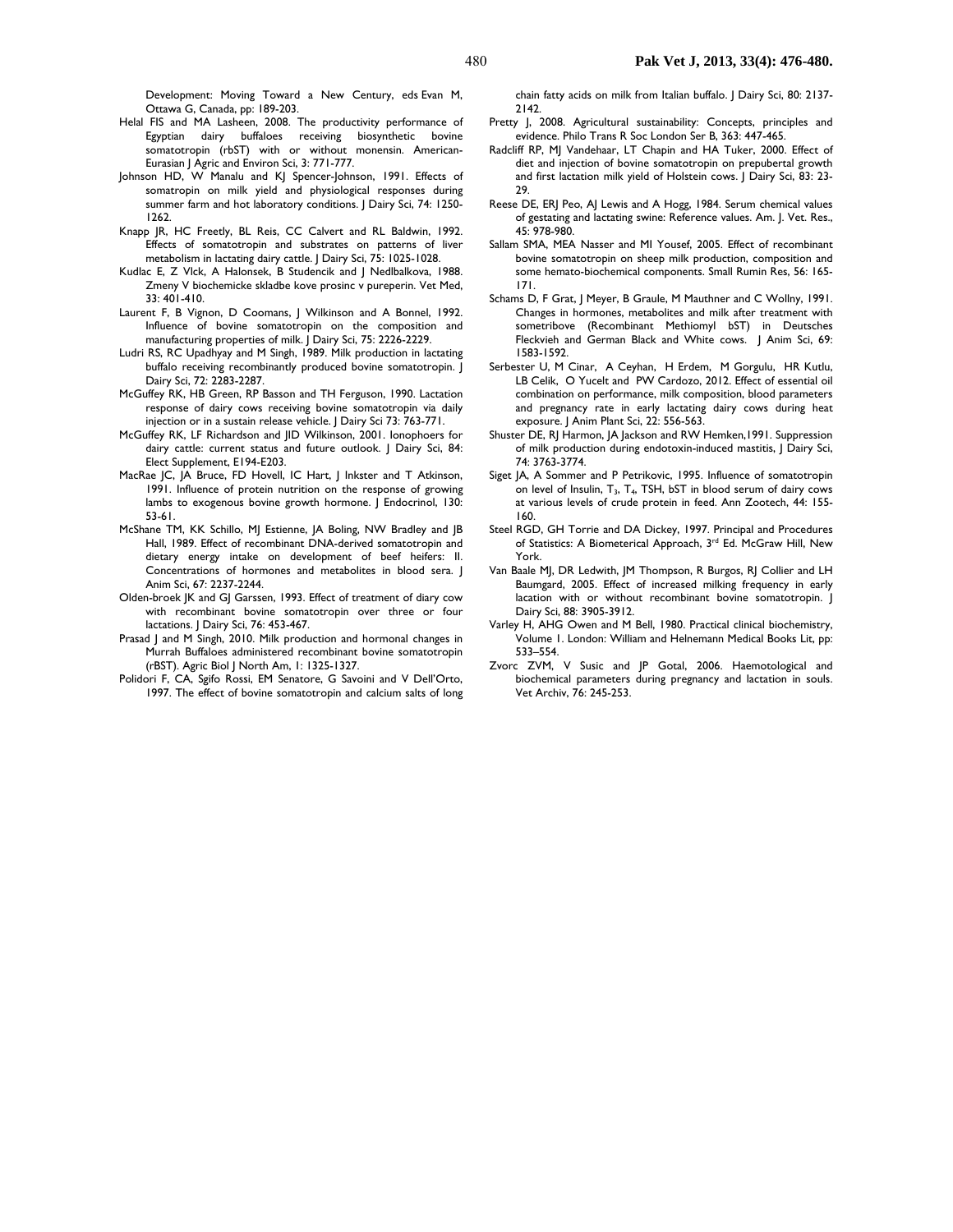Development: Moving Toward a New Century, eds Evan M, Ottawa G, Canada, pp: 189-203.

Helal FIS and MA Lasheen, 2008. The productivity performance of Egyptian dairy buffaloes receiving biosynthetic bovine somatotropin (rbST) with or without monensin. American-Eurasian J Agric and Environ Sci, 3: 771-777.

Johnson HD, W Manalu and KJ Spencer-Johnson, 1991. Effects of somatropin on milk yield and physiological responses during summer farm and hot laboratory conditions. J Dairy Sci, 74: 1250-1262.

Knapp JR, HC Freetly, BL Reis, CC Calvert and RL Baldwin, 1992. Effects of somatotropin and substrates on patterns of liver metabolism in lactating dairy cattle. J Dairy Sci, 75: 1025-1028.

Kudlac E, Z Vlck, A Halonsek, B Studencik and J Nedlbalkova, 1988. Zmeny V biochemicke skladbe kove prosinc v pureperin. Vet Med, 33: 401-410.

Laurent F, B Vignon, D Coomans, J Wilkinson and A Bonnel, 1992. Influence of bovine somatotropin on the composition and manufacturing properties of milk. J Dairy Sci, 75: 2226-2229.

Ludri RS, RC Upadhyay and M Singh, 1989. Milk production in lactating buffalo receiving recombinantly produced bovine somatotropin. J Dairy Sci, 72: 2283-2287.

McGuffey RK, HB Green, RP Basson and TH Ferguson, 1990. Lactation response of dairy cows receiving bovine somatotropin via daily injection or in a sustain release vehicle. J Dairy Sci 73: 763-771.

McGuffey RK, LF Richardson and JID Wilkinson, 2001. Ionophoers for dairy cattle: current status and future outlook. J Dairy Sci, 84: Elect Supplement, E194-E203.

MacRae JC, JA Bruce, FD Hovell, IC Hart, J Inkster and T Atkinson, 1991. Influence of protein nutrition on the response of growing lambs to exogenous bovine growth hormone. J Endocrinol, 130: 53-61.

McShane TM, KK Schillo, MJ Estienne, JA Boling, NW Bradley and JB Hall, 1989. Effect of recombinant DNA-derived somatotropin and dietary energy intake on development of beef heifers: II. Concentrations of hormones and metabolites in blood sera. J Anim Sci, 67: 2237-2244.

Olden-broek JK and GJ Garssen, 1993. Effect of treatment of diary cow with recombinant bovine somatotropin over three or four lactations. J Dairy Sci, 76: 453-467.

Prasad J and M Singh, 2010. Milk production and hormonal changes in Murrah Buffaloes administered recombinant bovine somatotropin (rBST). Agric Biol J North Am, 1: 1325-1327.

Polidori F, CA, Sgifo Rossi, EM Senatore, G Savoini and V Dell'Orto, 1997. The effect of bovine somatotropin and calcium salts of long chain fatty acids on milk from Italian buffalo. J Dairy Sci, 80: 2137-2142.

Pretty J, 2008. Agricultural sustainability: Concepts, principles and evidence. Philo Trans R Soc London Ser B, 363: 447-465.

Radcliff RP, MJ Vandehaar, LT Chapin and HA Tuker, 2000. Effect of diet and injection of bovine somatotropin on prepubertal growth and first lactation milk yield of Holstein cows. J Dairy Sci, 83: 23-29.

Reese DE, ERJ Peo, AJ Lewis and A Hogg, 1984. Serum chemical values of gestating and lactating swine: Reference values. Am. J. Vet. Res., 45: 978-980.

Sallam SMA, MEA Nasser and MI Yousef, 2005. Effect of recombinant bovine somatotropin on sheep milk production, composition and some hemato-biochemical components. Small Rumin Res, 56: 165-171.

Schams D, F Grat, J Meyer, B Graule, M Mauthner and C Wollny, 1991. Changes in hormones, metabolites and milk after treatment with sometribove (Recombinant Methiomyl bST) in Deutsches Fleckvieh and German Black and White cows. J Anim Sci, 69: 1583-1592.

Serbester U, M Cinar, A Ceyhan, H Erdem, M Gorgulu, HR Kutlu, LB Celik, O Yucelt and PW Cardozo, 2012. Effect of essential oil combination on performance, milk composition, blood parameters and pregnancy rate in early lactating dairy cows during heat exposure. J Anim Plant Sci, 22: 556-563.

Shuster DE, RJ Harmon, JA Jackson and RW Hemken,1991. Suppression of milk production during endotoxin-induced mastitis, J Dairy Sci, 74: 3763-3774.

Siget JA, A Sommer and P Petrikovic, 1995. Influence of somatotropin on level of Insulin, $T_3$, $T_4$, TSH, bST in blood serum of dairy cows at various levels of crude protein in feed. Ann Zootech, 44: 155-160.

Steel RGD, GH Torrie and DA Dickey, 1997. Principal and Procedures of Statistics: A Biometerical Approach, 3rd Ed. McGraw Hill, New York.

Van Baale MJ, DR Ledwith, JM Thompson, R Burgos, RJ Collier and LH Baumgard, 2005. Effect of increased milking frequency in early lacation with or without recombinant bovine somatotropin. J Dairy Sci, 88: 3905-3912.

Varley H, AHG Owen and M Bell, 1980. Practical clinical biochemistry, Volume 1. London: William and Helnemann Medical Books Lit, pp: 533–554.

Zvorc ZVM, V Susic and JP Gotal, 2006. Haemotological and biochemical parameters during pregnancy and lactation in souls. Vet Archiv, 76: 245-253.